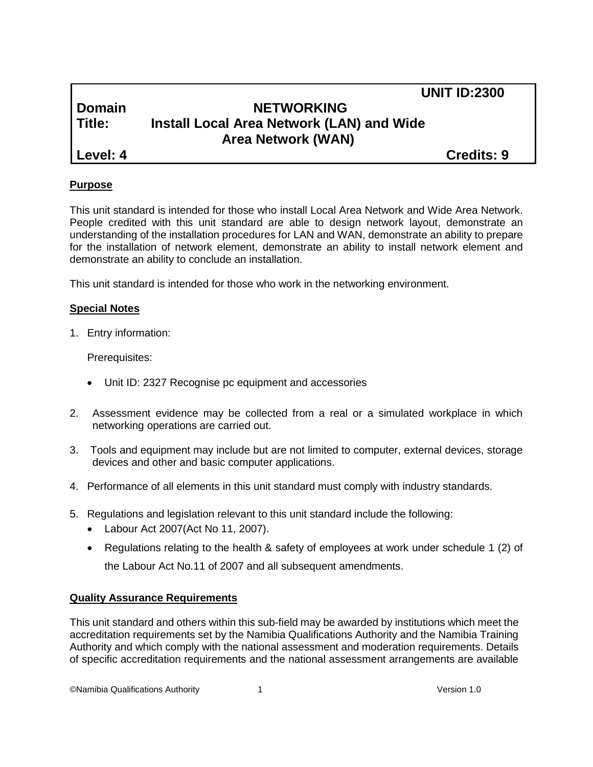**UNIT ID:2300**

**Domain** **NETWORKING**

**Title:** **Install Local Area Network (LAN) and Wide Area Network (WAN)**

**Level: 4** **Credits: 9**

## Purpose

This unit standard is intended for those who install Local Area Network and Wide Area Network. People credited with this unit standard are able to design network layout, demonstrate an understanding of the installation procedures for LAN and WAN, demonstrate an ability to prepare for the installation of network element, demonstrate an ability to install network element and demonstrate an ability to conclude an installation.

This unit standard is intended for those who work in the networking environment.

## Special Notes

1. Entry information:

   Prerequisites:

   - Unit ID: 2327 Recognise pc equipment and accessories

2. Assessment evidence may be collected from a real or a simulated workplace in which networking operations are carried out.

3. Tools and equipment may include but are not limited to computer, external devices, storage devices and other and basic computer applications.

4. Performance of all elements in this unit standard must comply with industry standards.

5. Regulations and legislation relevant to this unit standard include the following:
   - Labour Act 2007(Act No 11, 2007).
   - Regulations relating to the health & safety of employees at work under schedule 1 (2) of the Labour Act No.11 of 2007 and all subsequent amendments.

## Quality Assurance Requirements

This unit standard and others within this sub-field may be awarded by institutions which meet the accreditation requirements set by the Namibia Qualifications Authority and the Namibia Training Authority and which comply with the national assessment and moderation requirements. Details of specific accreditation requirements and the national assessment arrangements are available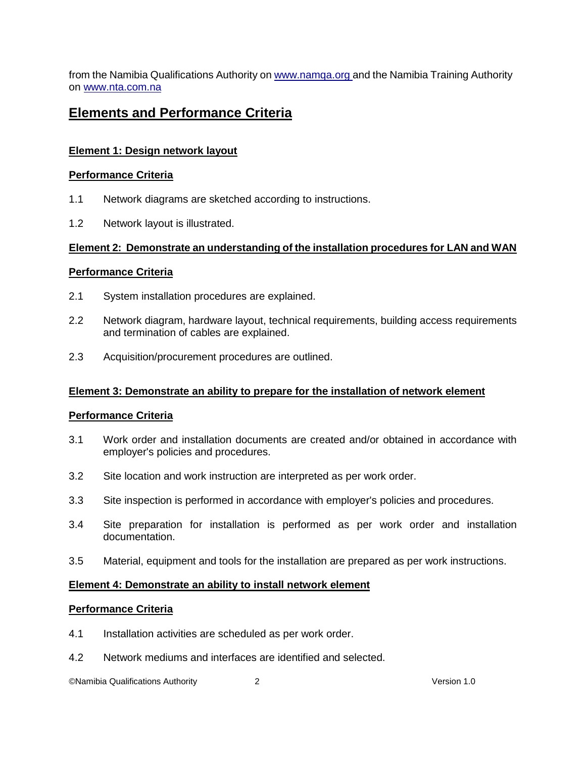from the Namibia Qualifications Authority on www.namqa.org and the Namibia Training Authority on www.nta.com.na

## Elements and Performance Criteria

**Element 1: Design network layout**

**Performance Criteria**

1.1 Network diagrams are sketched according to instructions.

1.2 Network layout is illustrated.

**Element 2: Demonstrate an understanding of the installation procedures for LAN and WAN**

**Performance Criteria**

2.1 System installation procedures are explained.

2.2 Network diagram, hardware layout, technical requirements, building access requirements and termination of cables are explained.

2.3 Acquisition/procurement procedures are outlined.

**Element 3: Demonstrate an ability to prepare for the installation of network element**

**Performance Criteria**

3.1 Work order and installation documents are created and/or obtained in accordance with employer's policies and procedures.

3.2 Site location and work instruction are interpreted as per work order.

3.3 Site inspection is performed in accordance with employer's policies and procedures.

3.4 Site preparation for installation is performed as per work order and installation documentation.

3.5 Material, equipment and tools for the installation are prepared as per work instructions.

**Element 4: Demonstrate an ability to install network element**

**Performance Criteria**

4.1 Installation activities are scheduled as per work order.

4.2 Network mediums and interfaces are identified and selected.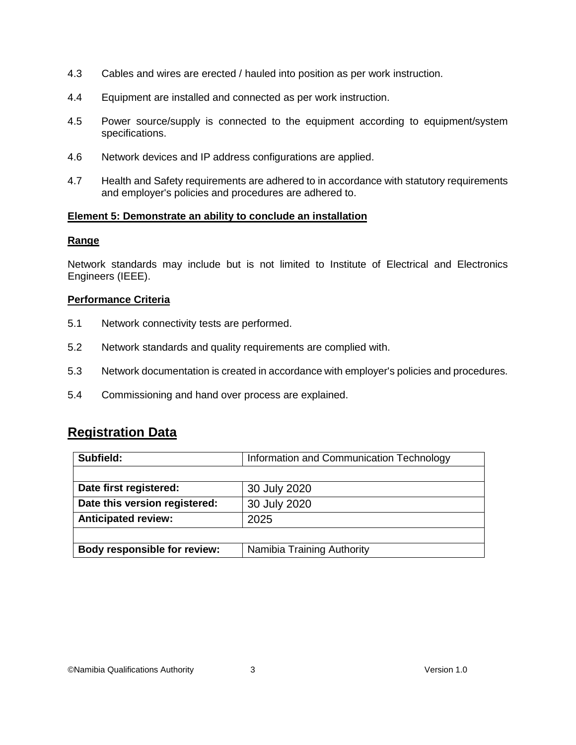4.3 Cables and wires are erected / hauled into position as per work instruction.

4.4 Equipment are installed and connected as per work instruction.

4.5 Power source/supply is connected to the equipment according to equipment/system specifications.

4.6 Network devices and IP address configurations are applied.

4.7 Health and Safety requirements are adhered to in accordance with statutory requirements and employer's policies and procedures are adhered to.

**Element 5: Demonstrate an ability to conclude an installation**

**Range**

Network standards may include but is not limited to Institute of Electrical and Electronics Engineers (IEEE).

**Performance Criteria**

5.1 Network connectivity tests are performed.

5.2 Network standards and quality requirements are complied with.

5.3 Network documentation is created in accordance with employer's policies and procedures.

5.4 Commissioning and hand over process are explained.

## Registration Data

| | |
|---|---|
| **Subfield:** | Information and Communication Technology |
| | |
| **Date first registered:** | 30 July 2020 |
| **Date this version registered:** | 30 July 2020 |
| **Anticipated review:** | 2025 |
| | |
| **Body responsible for review:** | Namibia Training Authority |